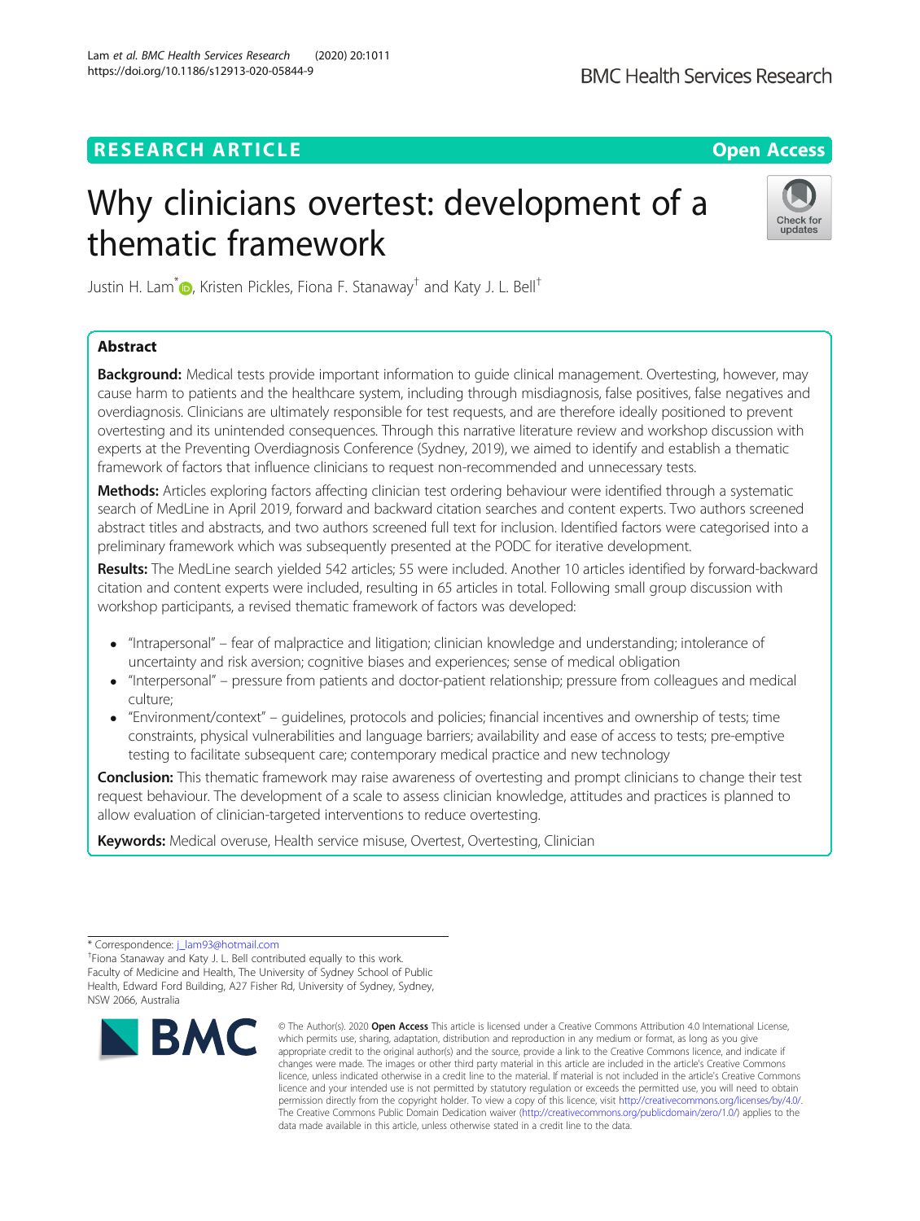RESEARCH ARTICLE

Open Access

# Why clinicians overtest: development of a thematic framework

Justin H. Lam[*], Kristen Pickles, Fiona F. Stanaway[†] and Katy J. L. Bell[†]

## Abstract

**Background:** Medical tests provide important information to guide clinical management. Overtesting, however, may cause harm to patients and the healthcare system, including through misdiagnosis, false positives, false negatives and overdiagnosis. Clinicians are ultimately responsible for test requests, and are therefore ideally positioned to prevent overtesting and its unintended consequences. Through this narrative literature review and workshop discussion with experts at the Preventing Overdiagnosis Conference (Sydney, 2019), we aimed to identify and establish a thematic framework of factors that influence clinicians to request non-recommended and unnecessary tests.

**Methods:** Articles exploring factors affecting clinician test ordering behaviour were identified through a systematic search of MedLine in April 2019, forward and backward citation searches and content experts. Two authors screened abstract titles and abstracts, and two authors screened full text for inclusion. Identified factors were categorised into a preliminary framework which was subsequently presented at the PODC for iterative development.

**Results:** The MedLine search yielded 542 articles; 55 were included. Another 10 articles identified by forward-backward citation and content experts were included, resulting in 65 articles in total. Following small group discussion with workshop participants, a revised thematic framework of factors was developed:

- "Intrapersonal" – fear of malpractice and litigation; clinician knowledge and understanding; intolerance of uncertainty and risk aversion; cognitive biases and experiences; sense of medical obligation
- "Interpersonal" – pressure from patients and doctor-patient relationship; pressure from colleagues and medical culture;
- "Environment/context" – guidelines, protocols and policies; financial incentives and ownership of tests; time constraints, physical vulnerabilities and language barriers; availability and ease of access to tests; pre-emptive testing to facilitate subsequent care; contemporary medical practice and new technology

**Conclusion:** This thematic framework may raise awareness of overtesting and prompt clinicians to change their test request behaviour. The development of a scale to assess clinician knowledge, attitudes and practices is planned to allow evaluation of clinician-targeted interventions to reduce overtesting.

**Keywords:** Medical overuse, Health service misuse, Overtest, Overtesting, Clinician

---

* Correspondence: j_lam93@hotmail.com

[†]Fiona Stanaway and Katy J. L. Bell contributed equally to this work.

Faculty of Medicine and Health, The University of Sydney School of Public Health, Edward Ford Building, A27 Fisher Rd, University of Sydney, Sydney, NSW 2066, Australia

© The Author(s). 2020 **Open Access** This article is licensed under a Creative Commons Attribution 4.0 International License, which permits use, sharing, adaptation, distribution and reproduction in any medium or format, as long as you give appropriate credit to the original author(s) and the source, provide a link to the Creative Commons licence, and indicate if changes were made. The images or other third party material in this article are included in the article's Creative Commons licence, unless indicated otherwise in a credit line to the material. If material is not included in the article's Creative Commons licence and your intended use is not permitted by statutory regulation or exceeds the permitted use, you will need to obtain permission directly from the copyright holder. To view a copy of this licence, visit http://creativecommons.org/licenses/by/4.0/. The Creative Commons Public Domain Dedication waiver (http://creativecommons.org/publicdomain/zero/1.0/) applies to the data made available in this article, unless otherwise stated in a credit line to the data.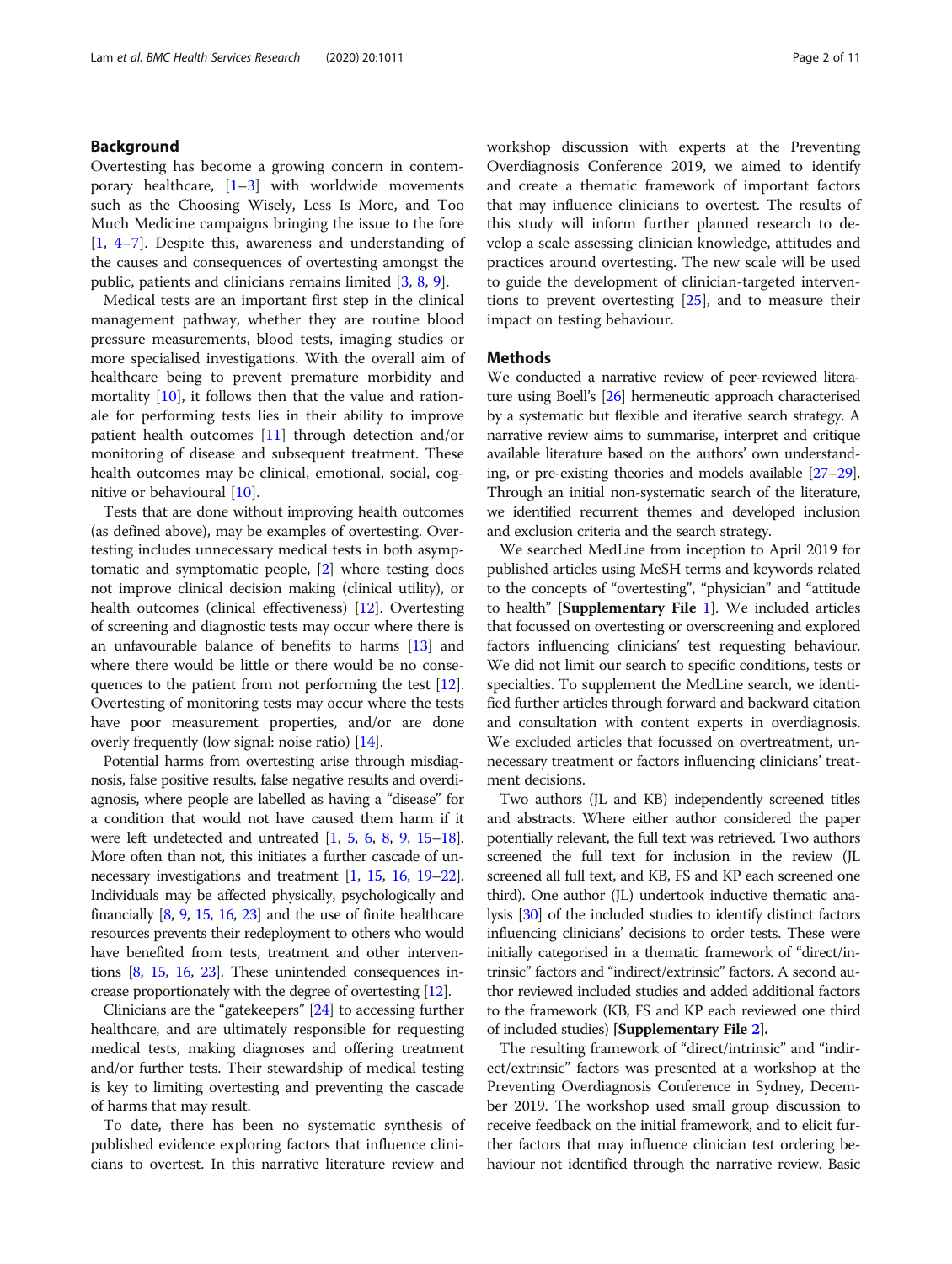## Background

Overtesting has become a growing concern in contemporary healthcare, [1–3] with worldwide movements such as the Choosing Wisely, Less Is More, and Too Much Medicine campaigns bringing the issue to the fore [1, 4–7]. Despite this, awareness and understanding of the causes and consequences of overtesting amongst the public, patients and clinicians remains limited [3, 8, 9].

Medical tests are an important first step in the clinical management pathway, whether they are routine blood pressure measurements, blood tests, imaging studies or more specialised investigations. With the overall aim of healthcare being to prevent premature morbidity and mortality [10], it follows then that the value and rationale for performing tests lies in their ability to improve patient health outcomes [11] through detection and/or monitoring of disease and subsequent treatment. These health outcomes may be clinical, emotional, social, cognitive or behavioural [10].

Tests that are done without improving health outcomes (as defined above), may be examples of overtesting. Overtesting includes unnecessary medical tests in both asymptomatic and symptomatic people, [2] where testing does not improve clinical decision making (clinical utility), or health outcomes (clinical effectiveness) [12]. Overtesting of screening and diagnostic tests may occur where there is an unfavourable balance of benefits to harms [13] and where there would be little or there would be no consequences to the patient from not performing the test [12]. Overtesting of monitoring tests may occur where the tests have poor measurement properties, and/or are done overly frequently (low signal: noise ratio) [14].

Potential harms from overtesting arise through misdiagnosis, false positive results, false negative results and overdiagnosis, where people are labelled as having a "disease" for a condition that would not have caused them harm if it were left undetected and untreated [1, 5, 6, 8, 9, 15–18]. More often than not, this initiates a further cascade of unnecessary investigations and treatment [1, 15, 16, 19–22]. Individuals may be affected physically, psychologically and financially [8, 9, 15, 16, 23] and the use of finite healthcare resources prevents their redeployment to others who would have benefited from tests, treatment and other interventions [8, 15, 16, 23]. These unintended consequences increase proportionately with the degree of overtesting [12].

Clinicians are the "gatekeepers" [24] to accessing further healthcare, and are ultimately responsible for requesting medical tests, making diagnoses and offering treatment and/or further tests. Their stewardship of medical testing is key to limiting overtesting and preventing the cascade of harms that may result.

To date, there has been no systematic synthesis of published evidence exploring factors that influence clinicians to overtest. In this narrative literature review and workshop discussion with experts at the Preventing Overdiagnosis Conference 2019, we aimed to identify and create a thematic framework of important factors that may influence clinicians to overtest. The results of this study will inform further planned research to develop a scale assessing clinician knowledge, attitudes and practices around overtesting. The new scale will be used to guide the development of clinician-targeted interventions to prevent overtesting [25], and to measure their impact on testing behaviour.

## Methods

We conducted a narrative review of peer-reviewed literature using Boell's [26] hermeneutic approach characterised by a systematic but flexible and iterative search strategy. A narrative review aims to summarise, interpret and critique available literature based on the authors' own understanding, or pre-existing theories and models available [27–29]. Through an initial non-systematic search of the literature, we identified recurrent themes and developed inclusion and exclusion criteria and the search strategy.

We searched MedLine from inception to April 2019 for published articles using MeSH terms and keywords related to the concepts of "overtesting", "physician" and "attitude to health" [**Supplementary File 1**]. We included articles that focussed on overtesting or overscreening and explored factors influencing clinicians' test requesting behaviour. We did not limit our search to specific conditions, tests or specialties. To supplement the MedLine search, we identified further articles through forward and backward citation and consultation with content experts in overdiagnosis. We excluded articles that focussed on overtreatment, unnecessary treatment or factors influencing clinicians' treatment decisions.

Two authors (JL and KB) independently screened titles and abstracts. Where either author considered the paper potentially relevant, the full text was retrieved. Two authors screened the full text for inclusion in the review (JL screened all full text, and KB, FS and KP each screened one third). One author (JL) undertook inductive thematic analysis [30] of the included studies to identify distinct factors influencing clinicians' decisions to order tests. These were initially categorised in a thematic framework of "direct/intrinsic" factors and "indirect/extrinsic" factors. A second author reviewed included studies and added additional factors to the framework (KB, FS and KP each reviewed one third of included studies) [**Supplementary File 2**].

The resulting framework of "direct/intrinsic" and "indirect/extrinsic" factors was presented at a workshop at the Preventing Overdiagnosis Conference in Sydney, December 2019. The workshop used small group discussion to receive feedback on the initial framework, and to elicit further factors that may influence clinician test ordering behaviour not identified through the narrative review. Basic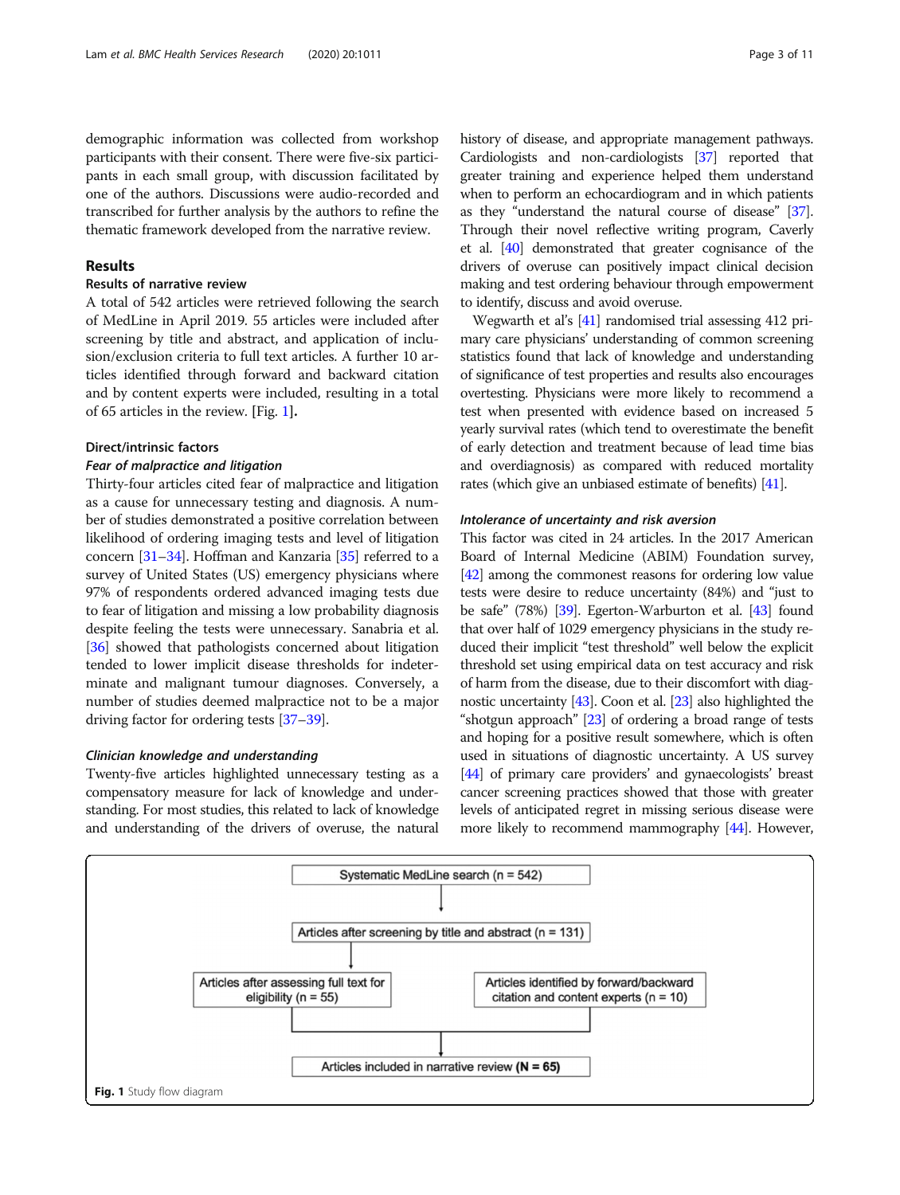demographic information was collected from workshop participants with their consent. There were five-six participants in each small group, with discussion facilitated by one of the authors. Discussions were audio-recorded and transcribed for further analysis by the authors to refine the thematic framework developed from the narrative review.

## Results

### Results of narrative review

A total of 542 articles were retrieved following the search of MedLine in April 2019. 55 articles were included after screening by title and abstract, and application of inclusion/exclusion criteria to full text articles. A further 10 articles identified through forward and backward citation and by content experts were included, resulting in a total of 65 articles in the review. [Fig. 1].

### Direct/intrinsic factors

#### *Fear of malpractice and litigation*

Thirty-four articles cited fear of malpractice and litigation as a cause for unnecessary testing and diagnosis. A number of studies demonstrated a positive correlation between likelihood of ordering imaging tests and level of litigation concern [31–34]. Hoffman and Kanzaria [35] referred to a survey of United States (US) emergency physicians where 97% of respondents ordered advanced imaging tests due to fear of litigation and missing a low probability diagnosis despite feeling the tests were unnecessary. Sanabria et al. [36] showed that pathologists concerned about litigation tended to lower implicit disease thresholds for indeterminate and malignant tumour diagnoses. Conversely, a number of studies deemed malpractice not to be a major driving factor for ordering tests [37–39].

#### *Clinician knowledge and understanding*

Twenty-five articles highlighted unnecessary testing as a compensatory measure for lack of knowledge and understanding. For most studies, this related to lack of knowledge and understanding of the drivers of overuse, the natural history of disease, and appropriate management pathways. Cardiologists and non-cardiologists [37] reported that greater training and experience helped them understand when to perform an echocardiogram and in which patients as they "understand the natural course of disease" [37]. Through their novel reflective writing program, Caverly et al. [40] demonstrated that greater cognisance of the drivers of overuse can positively impact clinical decision making and test ordering behaviour through empowerment to identify, discuss and avoid overuse.

Wegwarth et al's [41] randomised trial assessing 412 primary care physicians' understanding of common screening statistics found that lack of knowledge and understanding of significance of test properties and results also encourages overtesting. Physicians were more likely to recommend a test when presented with evidence based on increased 5 yearly survival rates (which tend to overestimate the benefit of early detection and treatment because of lead time bias and overdiagnosis) as compared with reduced mortality rates (which give an unbiased estimate of benefits) [41].

#### *Intolerance of uncertainty and risk aversion*

This factor was cited in 24 articles. In the 2017 American Board of Internal Medicine (ABIM) Foundation survey, [42] among the commonest reasons for ordering low value tests were desire to reduce uncertainty (84%) and "just to be safe" (78%) [39]. Egerton-Warburton et al. [43] found that over half of 1029 emergency physicians in the study reduced their implicit "test threshold" well below the explicit threshold set using empirical data on test accuracy and risk of harm from the disease, due to their discomfort with diagnostic uncertainty [43]. Coon et al. [23] also highlighted the "shotgun approach" [23] of ordering a broad range of tests and hoping for a positive result somewhere, which is often used in situations of diagnostic uncertainty. A US survey [44] of primary care providers' and gynaecologists' breast cancer screening practices showed that those with greater levels of anticipated regret in missing serious disease were more likely to recommend mammography [44]. However,

Systematic MedLine search (n = 542)
→ Articles after screening by title and abstract (n = 131)
→ Articles after assessing full text for eligibility (n = 55)

Articles identified by forward/backward citation and content experts (n = 10)

→ Articles included in narrative review **(N = 65)**

**Fig. 1** Study flow diagram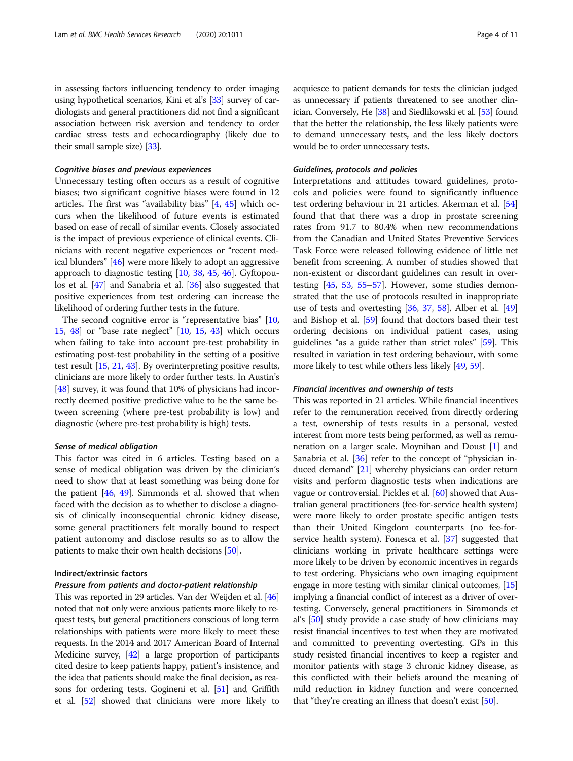in assessing factors influencing tendency to order imaging using hypothetical scenarios, Kini et al's [33] survey of cardiologists and general practitioners did not find a significant association between risk aversion and tendency to order cardiac stress tests and echocardiography (likely due to their small sample size) [33].

#### *Cognitive biases and previous experiences*

Unnecessary testing often occurs as a result of cognitive biases; two significant cognitive biases were found in 12 articles**.** The first was "availability bias" [4, 45] which occurs when the likelihood of future events is estimated based on ease of recall of similar events. Closely associated is the impact of previous experience of clinical events. Clinicians with recent negative experiences or "recent medical blunders" [46] were more likely to adopt an aggressive approach to diagnostic testing [10, 38, 45, 46]. Gyftopoulos et al. [47] and Sanabria et al. [36] also suggested that positive experiences from test ordering can increase the likelihood of ordering further tests in the future.

The second cognitive error is "representative bias" [10, 15, 48] or "base rate neglect" [10, 15, 43] which occurs when failing to take into account pre-test probability in estimating post-test probability in the setting of a positive test result [15, 21, 43]. By overinterpreting positive results, clinicians are more likely to order further tests. In Austin's [48] survey, it was found that 10% of physicians had incorrectly deemed positive predictive value to be the same between screening (where pre-test probability is low) and diagnostic (where pre-test probability is high) tests.

#### *Sense of medical obligation*

This factor was cited in 6 articles. Testing based on a sense of medical obligation was driven by the clinician's need to show that at least something was being done for the patient [46, 49]. Simmonds et al. showed that when faced with the decision as to whether to disclose a diagnosis of clinically inconsequential chronic kidney disease, some general practitioners felt morally bound to respect patient autonomy and disclose results so as to allow the patients to make their own health decisions [50].

### Indirect/extrinsic factors

#### *Pressure from patients and doctor-patient relationship*

This was reported in 29 articles. Van der Weijden et al. [46] noted that not only were anxious patients more likely to request tests, but general practitioners conscious of long term relationships with patients were more likely to meet these requests. In the 2014 and 2017 American Board of Internal Medicine survey, [42] a large proportion of participants cited desire to keep patients happy, patient's insistence, and the idea that patients should make the final decision, as reasons for ordering tests. Gogineni et al. [51] and Griffith et al. [52] showed that clinicians were more likely to acquiesce to patient demands for tests the clinician judged as unnecessary if patients threatened to see another clinician. Conversely, He [38] and Siedlikowski et al. [53] found that the better the relationship, the less likely patients were to demand unnecessary tests, and the less likely doctors would be to order unnecessary tests.

#### *Guidelines, protocols and policies*

Interpretations and attitudes toward guidelines, protocols and policies were found to significantly influence test ordering behaviour in 21 articles. Akerman et al. [54] found that that there was a drop in prostate screening rates from 91.7 to 80.4% when new recommendations from the Canadian and United States Preventive Services Task Force were released following evidence of little net benefit from screening. A number of studies showed that non-existent or discordant guidelines can result in overtesting [45, 53, 55–57]. However, some studies demonstrated that the use of protocols resulted in inappropriate use of tests and overtesting [36, 37, 58]. Alber et al. [49] and Bishop et al. [59] found that doctors based their test ordering decisions on individual patient cases, using guidelines "as a guide rather than strict rules" [59]. This resulted in variation in test ordering behaviour, with some more likely to test while others less likely [49, 59].

#### *Financial incentives and ownership of tests*

This was reported in 21 articles. While financial incentives refer to the remuneration received from directly ordering a test, ownership of tests results in a personal, vested interest from more tests being performed, as well as remuneration on a larger scale. Moynihan and Doust [1] and Sanabria et al. [36] refer to the concept of "physician induced demand" [21] whereby physicians can order return visits and perform diagnostic tests when indications are vague or controversial. Pickles et al. [60] showed that Australian general practitioners (fee-for-service health system) were more likely to order prostate specific antigen tests than their United Kingdom counterparts (no fee-for-service health system). Fonesca et al. [37] suggested that clinicians working in private healthcare settings were more likely to be driven by economic incentives in regards to test ordering. Physicians who own imaging equipment engage in more testing with similar clinical outcomes, [15] implying a financial conflict of interest as a driver of overtesting. Conversely, general practitioners in Simmonds et al's [50] study provide a case study of how clinicians may resist financial incentives to test when they are motivated and committed to preventing overtesting. GPs in this study resisted financial incentives to keep a register and monitor patients with stage 3 chronic kidney disease, as this conflicted with their beliefs around the meaning of mild reduction in kidney function and were concerned that "they're creating an illness that doesn't exist [50].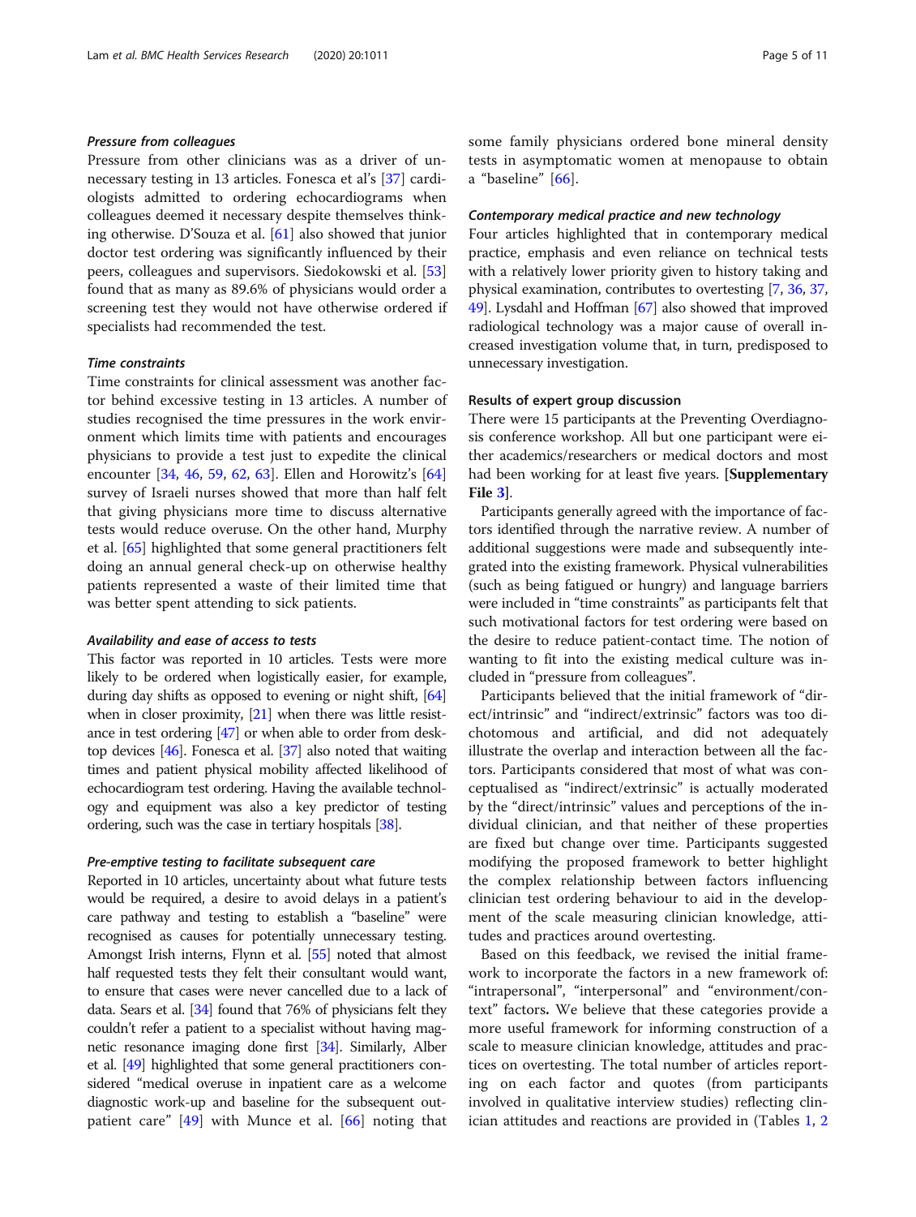#### *Pressure from colleagues*

Pressure from other clinicians was as a driver of unnecessary testing in 13 articles. Fonesca et al's [37] cardiologists admitted to ordering echocardiograms when colleagues deemed it necessary despite themselves thinking otherwise. D'Souza et al. [61] also showed that junior doctor test ordering was significantly influenced by their peers, colleagues and supervisors. Siedokowski et al. [53] found that as many as 89.6% of physicians would order a screening test they would not have otherwise ordered if specialists had recommended the test.

#### *Time constraints*

Time constraints for clinical assessment was another factor behind excessive testing in 13 articles. A number of studies recognised the time pressures in the work environment which limits time with patients and encourages physicians to provide a test just to expedite the clinical encounter [34, 46, 59, 62, 63]. Ellen and Horowitz's [64] survey of Israeli nurses showed that more than half felt that giving physicians more time to discuss alternative tests would reduce overuse. On the other hand, Murphy et al. [65] highlighted that some general practitioners felt doing an annual general check-up on otherwise healthy patients represented a waste of their limited time that was better spent attending to sick patients.

#### *Availability and ease of access to tests*

This factor was reported in 10 articles. Tests were more likely to be ordered when logistically easier, for example, during day shifts as opposed to evening or night shift, [64] when in closer proximity, [21] when there was little resistance in test ordering [47] or when able to order from desktop devices [46]. Fonesca et al. [37] also noted that waiting times and patient physical mobility affected likelihood of echocardiogram test ordering. Having the available technology and equipment was also a key predictor of testing ordering, such was the case in tertiary hospitals [38].

#### *Pre-emptive testing to facilitate subsequent care*

Reported in 10 articles, uncertainty about what future tests would be required, a desire to avoid delays in a patient's care pathway and testing to establish a "baseline" were recognised as causes for potentially unnecessary testing. Amongst Irish interns, Flynn et al. [55] noted that almost half requested tests they felt their consultant would want, to ensure that cases were never cancelled due to a lack of data. Sears et al. [34] found that 76% of physicians felt they couldn't refer a patient to a specialist without having magnetic resonance imaging done first [34]. Similarly, Alber et al. [49] highlighted that some general practitioners considered "medical overuse in inpatient care as a welcome diagnostic work-up and baseline for the subsequent outpatient care" [49] with Munce et al. [66] noting that some family physicians ordered bone mineral density tests in asymptomatic women at menopause to obtain a "baseline" [66].

#### *Contemporary medical practice and new technology*

Four articles highlighted that in contemporary medical practice, emphasis and even reliance on technical tests with a relatively lower priority given to history taking and physical examination, contributes to overtesting [7, 36, 37, 49]. Lysdahl and Hoffman [67] also showed that improved radiological technology was a major cause of overall increased investigation volume that, in turn, predisposed to unnecessary investigation.

### Results of expert group discussion

There were 15 participants at the Preventing Overdiagnosis conference workshop. All but one participant were either academics/researchers or medical doctors and most had been working for at least five years. [**Supplementary File 3**].

Participants generally agreed with the importance of factors identified through the narrative review. A number of additional suggestions were made and subsequently integrated into the existing framework. Physical vulnerabilities (such as being fatigued or hungry) and language barriers were included in "time constraints" as participants felt that such motivational factors for test ordering were based on the desire to reduce patient-contact time. The notion of wanting to fit into the existing medical culture was included in "pressure from colleagues".

Participants believed that the initial framework of "direct/intrinsic" and "indirect/extrinsic" factors was too dichotomous and artificial, and did not adequately illustrate the overlap and interaction between all the factors. Participants considered that most of what was conceptualised as "indirect/extrinsic" is actually moderated by the "direct/intrinsic" values and perceptions of the individual clinician, and that neither of these properties are fixed but change over time. Participants suggested modifying the proposed framework to better highlight the complex relationship between factors influencing clinician test ordering behaviour to aid in the development of the scale measuring clinician knowledge, attitudes and practices around overtesting.

Based on this feedback, we revised the initial framework to incorporate the factors in a new framework of: "intrapersonal", "interpersonal" and "environment/context" factors**.** We believe that these categories provide a more useful framework for informing construction of a scale to measure clinician knowledge, attitudes and practices on overtesting. The total number of articles reporting on each factor and quotes (from participants involved in qualitative interview studies) reflecting clinician attitudes and reactions are provided in (Tables 1, 2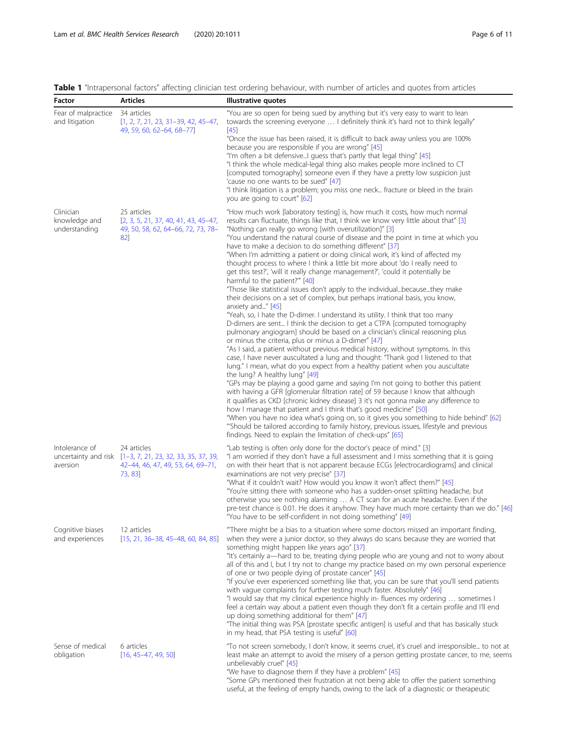**Table 1** "Intrapersonal factors" affecting clinician test ordering behaviour, with number of articles and quotes from articles

| Factor | Articles | Illustrative quotes |
|---|---|---|
| Fear of malpractice and litigation | 34 articles [1, 2, 7, 21, 23, 31–39, 42, 45–47, 49, 59, 60, 62–64, 68–77] | "You are so open for being sued by anything but it's very easy to want to lean towards the screening everyone … I definitely think it's hard not to think legally" [45]<br>"Once the issue has been raised, it is difficult to back away unless you are 100% because you are responsible if you are wrong" [45]<br>"I'm often a bit defensive...I guess that's partly that legal thing" [45]<br>"I think the whole medical-legal thing also makes people more inclined to CT [computed tomography] someone even if they have a pretty low suspicion just 'cause no one wants to be sued" [47]<br>"I think litigation is a problem; you miss one neck... fracture or bleed in the brain you are going to court" [62] |
| Clinician knowledge and understanding | 25 articles [2, 3, 5, 21, 37, 40, 41, 43, 45–47, 49, 50, 58, 62, 64–66, 72, 73, 78–82] | "How much work [laboratory testing] is, how much it costs, how much normal results can fluctuate, things like that, I think we know very little about that" [3]<br>"Nothing can really go wrong [with overutilization]" [3]<br>"You understand the natural course of disease and the point in time at which you have to make a decision to do something different" [37]<br>"When I'm admitting a patient or doing clinical work, it's kind of affected my thought process to where I think a little bit more about 'do I really need to get this test?', 'will it really change management?', 'could it potentially be harmful to the patient?'" [40]<br>"Those like statistical issues don't apply to the individual...because...they make their decisions on a set of complex, but perhaps irrational basis, you know, anxiety and..." [45]<br>"Yeah, so, I hate the D-dimer. I understand its utility. I think that too many D-dimers are sent... I think the decision to get a CTPA [computed tomography pulmonary angiogram] should be based on a clinician's clinical reasoning plus or minus the criteria, plus or minus a D-dimer" [47]<br>"As I said, a patient without previous medical history, without symptoms. In this case, I have never auscultated a lung and thought: "Thank god I listened to that lung." I mean, what do you expect from a healthy patient when you auscultate the lung? A healthy lung" [49]<br>"GPs may be playing a good game and saying I'm not going to bother this patient with having a GFR [glomerular filtration rate] of 59 because I know that although it qualifies as CKD [chronic kidney disease] 3 it's not gonna make any difference to how I manage that patient and I think that's good medicine" [50]<br>"When you have no idea what's going on, so it gives you something to hide behind" [62]<br>"'Should be tailored according to family history, previous issues, lifestyle and previous findings. Need to explain the limitation of check-ups" [65] |
| Intolerance of uncertainty and risk aversion | 24 articles [1–3, 7, 21, 23, 32, 33, 35, 37, 39, 42–44, 46, 47, 49, 53, 64, 69–71, 73, 83] | "Lab testing is often only done for the doctor's peace of mind." [3]<br>"I am worried if they don't have a full assessment and I miss something that it is going on with their heart that is not apparent because ECGs [electrocardiograms] and clinical examinations are not very precise" [37]<br>"What if it couldn't wait? How would you know it won't affect them?" [45]<br>"You're sitting there with someone who has a sudden-onset splitting headache, but otherwise you see nothing alarming … A CT scan for an acute headache. Even if the pre-test chance is 0.01. He does it anyhow. They have much more certainty than we do." [46]<br>"You have to be self-confident in not doing something" [49] |
| Cognitive biases and experiences | 12 articles [15, 21, 36–38, 45–48, 60, 84, 85] | "There might be a bias to a situation where some doctors missed an important finding, when they were a junior doctor, so they always do scans because they are worried that something might happen like years ago" [37]<br>"It's certainly a—hard to be, treating dying people who are young and not to worry about all of this and I, but I try not to change my practice based on my own personal experience of one or two people dying of prostate cancer" [45]<br>"If you've ever experienced something like that, you can be sure that you'll send patients with vague complaints for further testing much faster. Absolutely" [46]<br>"I would say that my clinical experience highly in- fluences my ordering … sometimes I feel a certain way about a patient even though they don't fit a certain profile and I'll end up doing something additional for them" [47]<br>"The initial thing was PSA [prostate specific antigen] is useful and that has basically stuck in my head, that PSA testing is useful" [60] |
| Sense of medical obligation | 6 articles [16, 45–47, 49, 50] | "To not screen somebody, I don't know, it seems cruel, it's cruel and irresponsible... to not at least make an attempt to avoid the misery of a person getting prostate cancer, to me, seems unbelievably cruel" [45]<br>"We have to diagnose them if they have a problem" [45]<br>"Some GPs mentioned their frustration at not being able to offer the patient something useful, at the feeling of empty hands, owing to the lack of a diagnostic or therapeutic |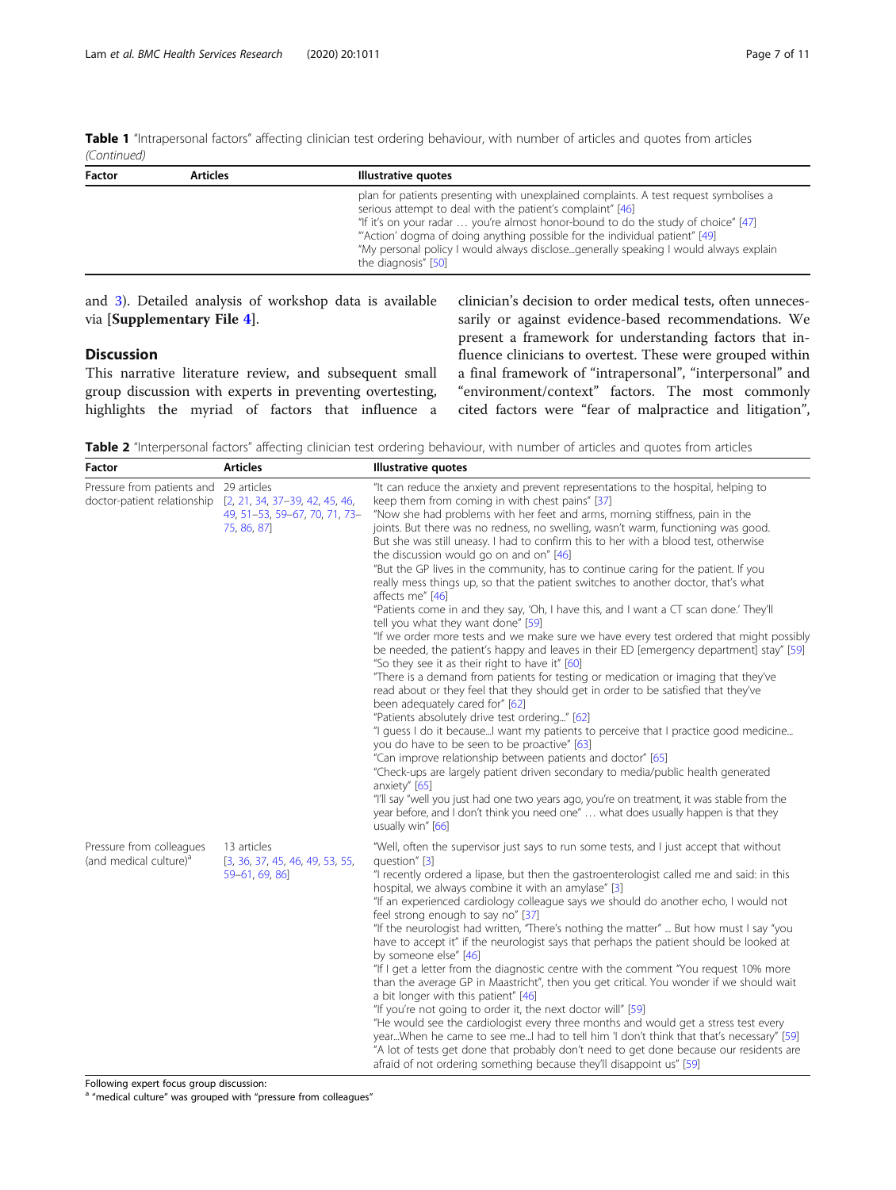**Table 1** "Intrapersonal factors" affecting clinician test ordering behaviour, with number of articles and quotes from articles *(Continued)*

| Factor | Articles | Illustrative quotes |
| --- | --- | --- |
| | | plan for patients presenting with unexplained complaints. A test request symbolises a serious attempt to deal with the patient's complaint" [46]<br>"If it's on your radar … you're almost honor-bound to do the study of choice" [47]<br>"'Action' dogma of doing anything possible for the individual patient" [49]<br>"My personal policy I would always disclose...generally speaking I would always explain the diagnosis" [50] |

and 3). Detailed analysis of workshop data is available via [**Supplementary File 4**].

## Discussion

This narrative literature review, and subsequent small group discussion with experts in preventing overtesting, highlights the myriad of factors that influence a clinician's decision to order medical tests, often unnecessarily or against evidence-based recommendations. We present a framework for understanding factors that influence clinicians to overtest. These were grouped within a final framework of "intrapersonal", "interpersonal" and "environment/context" factors. The most commonly cited factors were "fear of malpractice and litigation",

**Table 2** "Interpersonal factors" affecting clinician test ordering behaviour, with number of articles and quotes from articles

| Factor | Articles | Illustrative quotes |
| --- | --- | --- |
| Pressure from patients and doctor-patient relationship | 29 articles [2, 21, 34, 37–39, 42, 45, 46, 49, 51–53, 59–67, 70, 71, 73–75, 86, 87] | "It can reduce the anxiety and prevent representations to the hospital, helping to keep them from coming in with chest pains" [37]<br>"Now she had problems with her feet and arms, morning stiffness, pain in the joints. But there was no redness, no swelling, wasn't warm, functioning was good. But she was still uneasy. I had to confirm this to her with a blood test, otherwise the discussion would go on and on" [46]<br>"But the GP lives in the community, has to continue caring for the patient. If you really mess things up, so that the patient switches to another doctor, that's what affects me" [46]<br>"Patients come in and they say, 'Oh, I have this, and I want a CT scan done.' They'll tell you what they want done" [59]<br>"If we order more tests and we make sure we have every test ordered that might possibly be needed, the patient's happy and leaves in their ED [emergency department] stay" [59]<br>"So they see it as their right to have it" [60]<br>"There is a demand from patients for testing or medication or imaging that they've read about or they feel that they should get in order to be satisfied that they've been adequately cared for" [62]<br>"Patients absolutely drive test ordering..." [62]<br>"I guess I do it because...I want my patients to perceive that I practice good medicine... you do have to be seen to be proactive" [63]<br>"Can improve relationship between patients and doctor" [65]<br>"Check-ups are largely patient driven secondary to media/public health generated anxiety" [65]<br>"I'll say "well you just had one two years ago, you're on treatment, it was stable from the year before, and I don't think you need one" … what does usually happen is that they usually win" [66] |
| Pressure from colleagues (and medical culture)[a] | 13 articles [3, 36, 37, 45, 46, 49, 53, 55, 59–61, 69, 86] | "Well, often the supervisor just says to run some tests, and I just accept that without question" [3]<br>"I recently ordered a lipase, but then the gastroenterologist called me and said: in this hospital, we always combine it with an amylase" [3]<br>"If an experienced cardiology colleague says we should do another echo, I would not feel strong enough to say no" [37]<br>"If the neurologist had written, "There's nothing the matter" ... But how must I say "you have to accept it" if the neurologist says that perhaps the patient should be looked at by someone else" [46]<br>"If I get a letter from the diagnostic centre with the comment "You request 10% more than the average GP in Maastricht", then you get critical. You wonder if we should wait a bit longer with this patient" [46]<br>"If you're not going to order it, the next doctor will" [59]<br>"He would see the cardiologist every three months and would get a stress test every year...When he came to see me...I had to tell him 'I don't think that that's necessary" [59]<br>"A lot of tests get done that probably don't need to get done because our residents are afraid of not ordering something because they'll disappoint us" [59] |

Following expert focus group discussion:

[a] "medical culture" was grouped with "pressure from colleagues"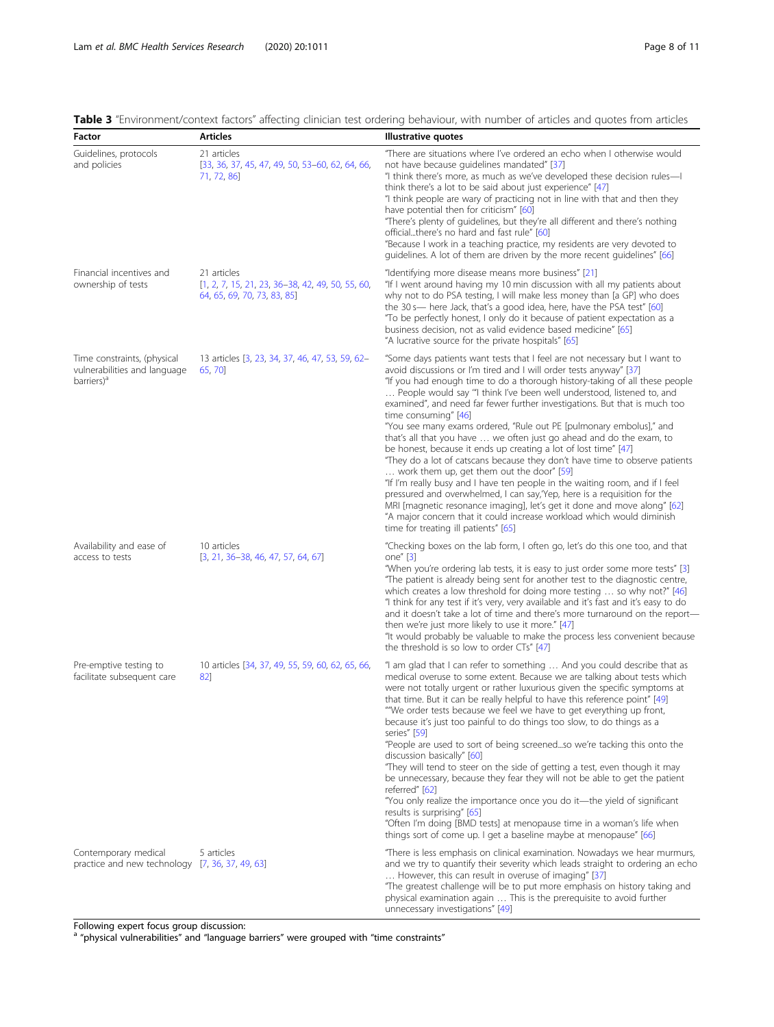**Table 3** "Environment/context factors" affecting clinician test ordering behaviour, with number of articles and quotes from articles

| Factor | Articles | Illustrative quotes |
|---|---|---|
| Guidelines, protocols and policies | 21 articles [33, 36, 37, 45, 47, 49, 50, 53–60, 62, 64, 66, 71, 72, 86] | "There are situations where I've ordered an echo when I otherwise would not have because guidelines mandated" [37]<br>"I think there's more, as much as we've developed these decision rules—I think there's a lot to be said about just experience" [47]<br>"I think people are wary of practicing not in line with that and then they have potential then for criticism" [60]<br>"There's plenty of guidelines, but they're all different and there's nothing official...there's no hard and fast rule" [60]<br>"Because I work in a teaching practice, my residents are very devoted to guidelines. A lot of them are driven by the more recent guidelines" [66] |
| Financial incentives and ownership of tests | 21 articles [1, 2, 7, 15, 21, 23, 36–38, 42, 49, 50, 55, 60, 64, 65, 69, 70, 73, 83, 85] | "Identifying more disease means more business" [21]<br>"If I went around having my 10 min discussion with all my patients about why not to do PSA testing, I will make less money than [a GP] who does the 30 s— here Jack, that's a good idea, here, have the PSA test" [60]<br>"To be perfectly honest, I only do it because of patient expectation as a business decision, not as valid evidence based medicine" [65]<br>"A lucrative source for the private hospitals" [65] |
| Time constraints, (physical vulnerabilities and language barriers)[a] | 13 articles [3, 23, 34, 37, 46, 47, 53, 59, 62–65, 70] | "Some days patients want tests that I feel are not necessary but I want to avoid discussions or I'm tired and I will order tests anyway" [37]<br>"If you had enough time to do a thorough history-taking of all these people … People would say '"I think I've been well understood, listened to, and examined", and need far fewer further investigations. But that is much too time consuming" [46]<br>"You see many exams ordered, "Rule out PE [pulmonary embolus]," and that's all that you have … we often just go ahead and do the exam, to be honest, because it ends up creating a lot of lost time" [47]<br>"They do a lot of catscans because they don't have time to observe patients … work them up, get them out the door" [59]<br>"If I'm really busy and I have ten people in the waiting room, and if I feel pressured and overwhelmed, I can say,'Yep, here is a requisition for the MRI [magnetic resonance imaging], let's get it done and move along" [62]<br>"A major concern that it could increase workload which would diminish time for treating ill patients" [65] |
| Availability and ease of access to tests | 10 articles [3, 21, 36–38, 46, 47, 57, 64, 67] | "Checking boxes on the lab form, I often go, let's do this one too, and that one" [3]<br>"When you're ordering lab tests, it is easy to just order some more tests" [3]<br>"The patient is already being sent for another test to the diagnostic centre, which creates a low threshold for doing more testing … so why not?" [46]<br>"I think for any test if it's very, very available and it's fast and it's easy to do and it doesn't take a lot of time and there's more turnaround on the report—then we're just more likely to use it more." [47]<br>"It would probably be valuable to make the process less convenient because the threshold is so low to order CTs" [47] |
| Pre-emptive testing to facilitate subsequent care | 10 articles [34, 37, 49, 55, 59, 60, 62, 65, 66, 82] | "I am glad that I can refer to something … And you could describe that as medical overuse to some extent. Because we are talking about tests which were not totally urgent or rather luxurious given the specific symptoms at that time. But it can be really helpful to have this reference point" [49]<br>""We order tests because we feel we have to get everything up front, because it's just too painful to do things too slow, to do things as a series" [59]<br>"People are used to sort of being screened...so we're tacking this onto the discussion basically" [60]<br>"They will tend to steer on the side of getting a test, even though it may be unnecessary, because they fear they will not be able to get the patient referred" [62]<br>"You only realize the importance once you do it—the yield of significant results is surprising" [65]<br>"Often I'm doing [BMD tests] at menopause time in a woman's life when things sort of come up. I get a baseline maybe at menopause" [66] |
| Contemporary medical practice and new technology | 5 articles [7, 36, 37, 49, 63] | "There is less emphasis on clinical examination. Nowadays we hear murmurs, and we try to quantify their severity which leads straight to ordering an echo … However, this can result in overuse of imaging" [37]<br>"The greatest challenge will be to put more emphasis on history taking and physical examination again … This is the prerequisite to avoid further unnecessary investigations" [49] |

Following expert focus group discussion:
[a] "physical vulnerabilities" and "language barriers" were grouped with "time constraints"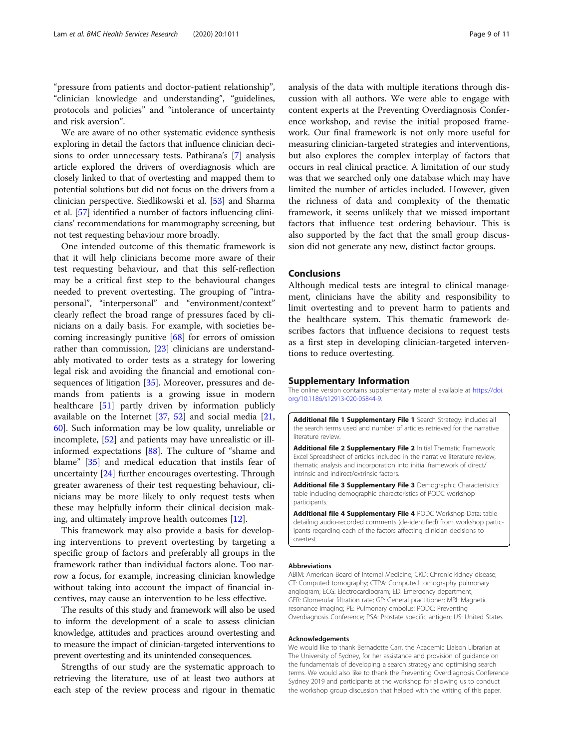"pressure from patients and doctor-patient relationship", "clinician knowledge and understanding", "guidelines, protocols and policies" and "intolerance of uncertainty and risk aversion".

We are aware of no other systematic evidence synthesis exploring in detail the factors that influence clinician decisions to order unnecessary tests. Pathirana's [7] analysis article explored the drivers of overdiagnosis which are closely linked to that of overtesting and mapped them to potential solutions but did not focus on the drivers from a clinician perspective. Siedlikowski et al. [53] and Sharma et al. [57] identified a number of factors influencing clinicians' recommendations for mammography screening, but not test requesting behaviour more broadly.

One intended outcome of this thematic framework is that it will help clinicians become more aware of their test requesting behaviour, and that this self-reflection may be a critical first step to the behavioural changes needed to prevent overtesting. The grouping of "intrapersonal", "interpersonal" and "environment/context" clearly reflect the broad range of pressures faced by clinicians on a daily basis. For example, with societies becoming increasingly punitive [68] for errors of omission rather than commission, [23] clinicians are understandably motivated to order tests as a strategy for lowering legal risk and avoiding the financial and emotional consequences of litigation [35]. Moreover, pressures and demands from patients is a growing issue in modern healthcare [51] partly driven by information publicly available on the Internet [37, 52] and social media [21, 60]. Such information may be low quality, unreliable or incomplete, [52] and patients may have unrealistic or ill-informed expectations [88]. The culture of "shame and blame" [35] and medical education that instils fear of uncertainty [24] further encourages overtesting. Through greater awareness of their test requesting behaviour, clinicians may be more likely to only request tests when these may helpfully inform their clinical decision making, and ultimately improve health outcomes [12].

This framework may also provide a basis for developing interventions to prevent overtesting by targeting a specific group of factors and preferably all groups in the framework rather than individual factors alone. Too narrow a focus, for example, increasing clinician knowledge without taking into account the impact of financial incentives, may cause an intervention to be less effective.

The results of this study and framework will also be used to inform the development of a scale to assess clinician knowledge, attitudes and practices around overtesting and to measure the impact of clinician-targeted interventions to prevent overtesting and its unintended consequences.

Strengths of our study are the systematic approach to retrieving the literature, use of at least two authors at each step of the review process and rigour in thematic analysis of the data with multiple iterations through discussion with all authors. We were able to engage with content experts at the Preventing Overdiagnosis Conference workshop, and revise the initial proposed framework. Our final framework is not only more useful for measuring clinician-targeted strategies and interventions, but also explores the complex interplay of factors that occurs in real clinical practice. A limitation of our study was that we searched only one database which may have limited the number of articles included. However, given the richness of data and complexity of the thematic framework, it seems unlikely that we missed important factors that influence test ordering behaviour. This is also supported by the fact that the small group discussion did not generate any new, distinct factor groups.

## Conclusions

Although medical tests are integral to clinical management, clinicians have the ability and responsibility to limit overtesting and to prevent harm to patients and the healthcare system. This thematic framework describes factors that influence decisions to request tests as a first step in developing clinician-targeted interventions to reduce overtesting.

## Supplementary Information

The online version contains supplementary material available at https://doi.org/10.1186/s12913-020-05844-9.

**Additional file 1 Supplementary File 1** Search Strategy: includes all the search terms used and number of articles retrieved for the narrative literature review.

**Additional file 2 Supplementary File 2** Initial Thematic Framework: Excel Spreadsheet of articles included in the narrative literature review, thematic analysis and incorporation into initial framework of direct/intrinsic and indirect/extrinsic factors.

**Additional file 3 Supplementary File 3** Demographic Characteristics: table including demographic characteristics of PODC workshop participants.

**Additional file 4 Supplementary File 4** PODC Workshop Data: table detailing audio-recorded comments (de-identified) from workshop participants regarding each of the factors affecting clinician decisions to overtest.

#### Abbreviations

ABIM: American Board of Internal Medicine; CKD: Chronic kidney disease; CT: Computed tomography; CTPA: Computed tomography pulmonary angiogram; ECG: Electrocardiogram; ED: Emergency department; GFR: Glomerular filtration rate; GP: General practitioner; MRI: Magnetic resonance imaging; PE: Pulmonary embolus; PODC: Preventing Overdiagnosis Conference; PSA: Prostate specific antigen; US: United States

#### Acknowledgements

We would like to thank Bernadette Carr, the Academic Liaison Librarian at The University of Sydney, for her assistance and provision of guidance on the fundamentals of developing a search strategy and optimising search terms. We would also like to thank the Preventing Overdiagnosis Conference Sydney 2019 and participants at the workshop for allowing us to conduct the workshop group discussion that helped with the writing of this paper.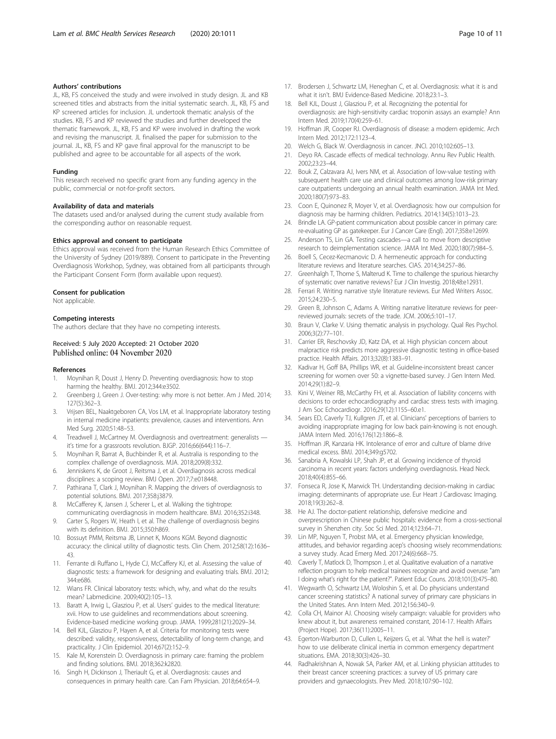### Authors' contributions

JL, KB, FS conceived the study and were involved in study design. JL and KB screened titles and abstracts from the initial systematic search. JL, KB, FS and KP screened articles for inclusion. JL undertook thematic analysis of the studies. KB, FS and KP reviewed the studies and further developed the thematic framework. JL, KB, FS and KP were involved in drafting the work and revising the manuscript. JL finalised the paper for submission to the journal. JL, KB, FS and KP gave final approval for the manuscript to be published and agree to be accountable for all aspects of the work.

### Funding

This research received no specific grant from any funding agency in the public, commercial or not-for-profit sectors.

### Availability of data and materials

The datasets used and/or analysed during the current study available from the corresponding author on reasonable request.

### Ethics approval and consent to participate

Ethics approval was received from the Human Research Ethics Committee of the University of Sydney (2019/889). Consent to participate in the Preventing Overdiagnosis Workshop, Sydney, was obtained from all participants through the Participant Consent Form (form available upon request).

### Consent for publication

Not applicable.

### Competing interests

The authors declare that they have no competing interests.

Received: 5 July 2020 Accepted: 21 October 2020
Published online: 04 November 2020

### References

1. Moynihan R, Doust J, Henry D. Preventing overdiagnosis: how to stop harming the healthy. BMJ. 2012;344:e3502.
2. Greenberg J, Green J. Over-testing: why more is not better. Am J Med. 2014; 127(5):362–3.
3. Vrijsen BEL, Naaktgeboren CA, Vos LM, et al. Inappropriate laboratory testing in internal medicine inpatients: prevalence, causes and interventions. Ann Med Surg. 2020;51:48–53.
4. Treadwell J, McCartney M. Overdiagnosis and overtreatment: generalists — it's time for a grassroots revolution. BJGP. 2016;66(644):116–7.
5. Moynihan R, Barrat A, Buchbinder R, et al. Australia is responding to the complex challenge of overdiagnosis. MJA. 2018;209(8):332.
6. Jenniskens K, de Groot J, Reitsma J, et al. Overdiagnosis across medical disciplines: a scoping review. BMJ Open. 2017;7:e018448.
7. Pathirana T, Clark J, Moynihan R. Mapping the drivers of overdiagnosis to potential solutions. BMJ. 2017;358:j3879.
8. McCafferey K, Jansen J, Scherer L, et al. Walking the tightrope: communicating overdiagnosis in modern healthcare. BMJ. 2016;352:i348.
9. Carter S, Rogers W, Heath I, et al. The challenge of overdiagnosis begins with its definition. BMJ. 2015;350:h869.
10. Bossuyt PMM, Reitsma JB, Linnet K, Moons KGM. Beyond diagnostic accuracy: the clinical utility of diagnostic tests. Clin Chem. 2012;58(12):1636–43.
11. Ferrante di Ruffano L, Hyde CJ, McCaffery KJ, et al. Assessing the value of diagnostic tests: a framework for designing and evaluating trials. BMJ. 2012; 344:e686.
12. Wians FR. Clinical laboratory tests: which, why, and what do the results mean? Labmedicine. 2009;40(2):105–13.
13. Baratt A, Irwig L, Glasziou P, et al. Users' guides to the medical literature: xvii. How to use guidelines and recommendations about screening. Evidence-based medicine working group. JAMA. 1999;281(21):2029–34.
14. Bell KJL, Glasziou P, Hayen A, et al. Criteria for monitoring tests were described: validity, responsiveness, detectability of long-term change, and practicality. J Clin Epidemiol. 2014;67(2):152–9.
15. Kale M, Korenstein D. Overdiagnosis in primary care: framing the problem and finding solutions. BMJ. 2018;362:k2820.
16. Singh H, Dickinson J, Theriault G, et al. Overdiagnosis: causes and consequences in primary health care. Can Fam Physician. 2018;64:654–9.
17. Brodersen J, Schwartz LM, Heneghan C, et al. Overdiagnosis: what it is and what it isn't. BMJ Evidence-Based Medicine. 2018;23:1–3.
18. Bell KJL, Doust J, Glasziou P, et al. Recognizing the potential for overdiagnosis: are high-sensitivity cardiac troponin assays an example? Ann Intern Med. 2019;170(4):259–61.
19. Hoffman JR, Cooper RJ. Overdiagnosis of disease: a modern epidemic. Arch Intern Med. 2012;172:1123–4.
20. Welch G, Black W. Overdiagnosis in cancer. JNCI. 2010;102:605–13.
21. Deyo RA. Cascade effects of medical technology. Annu Rev Public Health. 2002;23:23–44.
22. Bouk Z, Calzavara AJ, Ivers NM, et al. Association of low-value testing with subsequent health care use and clinical outcomes among low-risk primary care outpatients undergoing an annual health examination. JAMA Int Med. 2020;180(7):973–83.
23. Coon E, Quinonez R, Moyer V, et al. Overdiagnosis: how our compulsion for diagnosis may be harming children. Pediatrics. 2014;134(5):1013–23.
24. Brindle LA. GP-patient communication about possible cancer in primary care: re-evaluating GP as gatekeeper. Eur J Cancer Care (Engl). 2017;358:e12699.
25. Anderson TS, Lin GA. Testing cascades—a call to move from descriptive research to deimplementation science. JAMA Int Med. 2020;180(7):984–5.
26. Boell S, Cecez-Kecmanovic D. A hermeneutic approach for conducting literature reviews and literature searches. CIAS. 2014;34:257–86.
27. Greenhalgh T, Thorne S, Malterud K. Time to challenge the spurious hierarchy of systematic over narrative reviews? Eur J Clin Investig. 2018;48:e12931.
28. Ferrari R. Writing narrative style literature reviews. Eur Med Writers Assoc. 2015;24:230–5.
29. Green B, Johnson C, Adams A. Writing narrative literature reviews for peer-reviewed journals: secrets of the trade. JCM. 2006;5:101–17.
30. Braun V, Clarke V. Using thematic analysis in psychology. Qual Res Psychol. 2006;3(2):77–101.
31. Carrier ER, Reschovsky JD, Katz DA, et al. High physician concern about malpractice risk predicts more aggressive diagnostic testing in office-based practice. Health Affairs. 2013;32(8):1383–91.
32. Kadivar H, Goff BA, Phillips WR, et al. Guideline-inconsistent breast cancer screening for women over 50: a vignette-based survey. J Gen Intern Med. 2014;29(1):82–9.
33. Kini V, Weiner RB, McCarthy FH, et al. Association of liability concerns with decisions to order echocardiography and cardiac stress tests with imaging. J Am Soc Echocardiogr. 2016;29(12):1155–60.e1.
34. Sears ED, Caverly TJ, Kullgren JT, et al. Clinicians' perceptions of barriers to avoiding inappropriate imaging for low back pain-knowing is not enough. JAMA Intern Med. 2016;176(12):1866–8.
35. Hoffman JR, Kanzaria HK. Intolerance of error and culture of blame drive medical excess. BMJ. 2014;349:g5702.
36. Sanabria A, Kowalski LP, Shah JP, et al. Growing incidence of thyroid carcinoma in recent years: factors underlying overdiagnosis. Head Neck. 2018;40(4):855–66.
37. Fonseca R, Jose K, Marwick TH. Understanding decision-making in cardiac imaging: determinants of appropriate use. Eur Heart J Cardiovasc Imaging. 2018;19(3):262–8.
38. He AJ. The doctor-patient relationship, defensive medicine and overprescription in Chinese public hospitals: evidence from a cross-sectional survey in Shenzhen city. Soc Sci Med. 2014;123:64–71.
39. Lin MP, Nguyen T, Probst MA, et al. Emergency physician knowledge, attitudes, and behavior regarding acep's choosing wisely recommendations: a survey study. Acad Emerg Med. 2017;24(6):668–75.
40. Caverly T, Matlock D, Thompson J, et al. Qualitative evaluation of a narrative reflection program to help medical trainees recognize and avoid overuse: "am I doing what's right for the patient?". Patient Educ Couns. 2018;101(3):475–80.
41. Wegwarth O, Schwartz LM, Woloshin S, et al. Do physicians understand cancer screening statistics? A national survey of primary care physicians in the United States. Ann Intern Med. 2012;156:340–9.
42. Colla CH, Mainor AJ. Choosing wisely campaign: valuable for providers who knew about it, but awareness remained constant, 2014-17. Health Affairs (Project Hope). 2017;36(11):2005–11.
43. Egerton-Warburton D, Cullen L, Keijzers G, et al. 'What the hell is water?' how to use deliberate clinical inertia in common emergency department situations. EMA. 2018;30(3):426–30.
44. Radhakrishnan A, Nowak SA, Parker AM, et al. Linking physician attitudes to their breast cancer screening practices: a survey of US primary care providers and gynaecologists. Prev Med. 2018;107:90–102.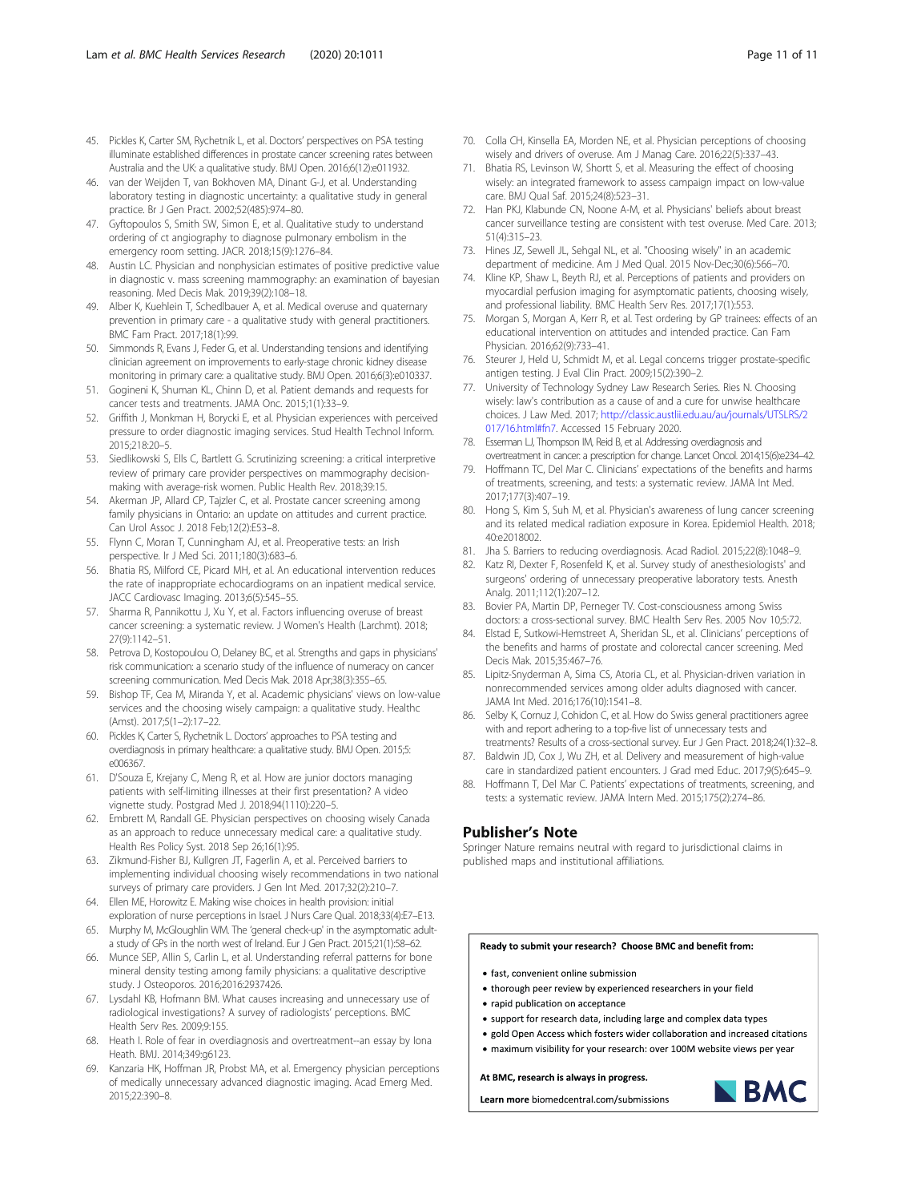45. Pickles K, Carter SM, Rychetnik L, et al. Doctors' perspectives on PSA testing illuminate established differences in prostate cancer screening rates between Australia and the UK: a qualitative study. BMJ Open. 2016;6(12):e011932.
46. van der Weijden T, van Bokhoven MA, Dinant G-J, et al. Understanding laboratory testing in diagnostic uncertainty: a qualitative study in general practice. Br J Gen Pract. 2002;52(485):974–80.
47. Gyftopoulos S, Smith SW, Simon E, et al. Qualitative study to understand ordering of ct angiography to diagnose pulmonary embolism in the emergency room setting. JACR. 2018;15(9):1276–84.
48. Austin LC. Physician and nonphysician estimates of positive predictive value in diagnostic v. mass screening mammography: an examination of bayesian reasoning. Med Decis Mak. 2019;39(2):108–18.
49. Alber K, Kuehlein T, Schedlbauer A, et al. Medical overuse and quaternary prevention in primary care - a qualitative study with general practitioners. BMC Fam Pract. 2017;18(1):99.
50. Simmonds R, Evans J, Feder G, et al. Understanding tensions and identifying clinician agreement on improvements to early-stage chronic kidney disease monitoring in primary care: a qualitative study. BMJ Open. 2016;6(3):e010337.
51. Gogineni K, Shuman KL, Chinn D, et al. Patient demands and requests for cancer tests and treatments. JAMA Onc. 2015;1(1):33–9.
52. Griffith J, Monkman H, Borycki E, et al. Physician experiences with perceived pressure to order diagnostic imaging services. Stud Health Technol Inform. 2015;218:20–5.
53. Siedlikowski S, Ells C, Bartlett G. Scrutinizing screening: a critical interpretive review of primary care provider perspectives on mammography decision-making with average-risk women. Public Health Rev. 2018;39:15.
54. Akerman JP, Allard CP, Tajzler C, et al. Prostate cancer screening among family physicians in Ontario: an update on attitudes and current practice. Can Urol Assoc J. 2018 Feb;12(2):E53–8.
55. Flynn C, Moran T, Cunningham AJ, et al. Preoperative tests: an Irish perspective. Ir J Med Sci. 2011;180(3):683–6.
56. Bhatia RS, Milford CE, Picard MH, et al. An educational intervention reduces the rate of inappropriate echocardiograms on an inpatient medical service. JACC Cardiovasc Imaging. 2013;6(5):545–55.
57. Sharma R, Pannikottu J, Xu Y, et al. Factors influencing overuse of breast cancer screening: a systematic review. J Women's Health (Larchmt). 2018; 27(9):1142–51.
58. Petrova D, Kostopoulou O, Delaney BC, et al. Strengths and gaps in physicians' risk communication: a scenario study of the influence of numeracy on cancer screening communication. Med Decis Mak. 2018 Apr;38(3):355–65.
59. Bishop TF, Cea M, Miranda Y, et al. Academic physicians' views on low-value services and the choosing wisely campaign: a qualitative study. Healthc (Amst). 2017;5(1–2):17–22.
60. Pickles K, Carter S, Rychetnik L. Doctors' approaches to PSA testing and overdiagnosis in primary healthcare: a qualitative study. BMJ Open. 2015;5: e006367.
61. D'Souza E, Krejany C, Meng R, et al. How are junior doctors managing patients with self-limiting illnesses at their first presentation? A video vignette study. Postgrad Med J. 2018;94(1110):220–5.
62. Embrett M, Randall GE. Physician perspectives on choosing wisely Canada as an approach to reduce unnecessary medical care: a qualitative study. Health Res Policy Syst. 2018 Sep 26;16(1):95.
63. Zikmund-Fisher BJ, Kullgren JT, Fagerlin A, et al. Perceived barriers to implementing individual choosing wisely recommendations in two national surveys of primary care providers. J Gen Int Med. 2017;32(2):210–7.
64. Ellen ME, Horowitz E. Making wise choices in health provision: initial exploration of nurse perceptions in Israel. J Nurs Care Qual. 2018;33(4):E7–E13.
65. Murphy M, McGloughlin WM. The 'general check-up' in the asymptomatic adult-a study of GPs in the north west of Ireland. Eur J Gen Pract. 2015;21(1):58–62.
66. Munce SEP, Allin S, Carlin L, et al. Understanding referral patterns for bone mineral density testing among family physicians: a qualitative descriptive study. J Osteoporos. 2016;2016:2937426.
67. Lysdahl KB, Hofmann BM. What causes increasing and unnecessary use of radiological investigations? A survey of radiologists' perceptions. BMC Health Serv Res. 2009;9:155.
68. Heath I. Role of fear in overdiagnosis and overtreatment--an essay by Iona Heath. BMJ. 2014;349:g6123.
69. Kanzaria HK, Hoffman JR, Probst MA, et al. Emergency physician perceptions of medically unnecessary advanced diagnostic imaging. Acad Emerg Med. 2015;22:390–8.
70. Colla CH, Kinsella EA, Morden NE, et al. Physician perceptions of choosing wisely and drivers of overuse. Am J Manag Care. 2016;22(5):337–43.
71. Bhatia RS, Levinson W, Shortt S, et al. Measuring the effect of choosing wisely: an integrated framework to assess campaign impact on low-value care. BMJ Qual Saf. 2015;24(8):523–31.
72. Han PKJ, Klabunde CN, Noone A-M, et al. Physicians' beliefs about breast cancer surveillance testing are consistent with test overuse. Med Care. 2013; 51(4):315–23.
73. Hines JZ, Sewell JL, Sehgal NL, et al. "Choosing wisely" in an academic department of medicine. Am J Med Qual. 2015 Nov-Dec;30(6):566–70.
74. Kline KP, Shaw L, Beyth RJ, et al. Perceptions of patients and providers on myocardial perfusion imaging for asymptomatic patients, choosing wisely, and professional liability. BMC Health Serv Res. 2017;17(1):553.
75. Morgan S, Morgan A, Kerr R, et al. Test ordering by GP trainees: effects of an educational intervention on attitudes and intended practice. Can Fam Physician. 2016;62(9):733–41.
76. Steurer J, Held U, Schmidt M, et al. Legal concerns trigger prostate-specific antigen testing. J Eval Clin Pract. 2009;15(2):390–2.
77. University of Technology Sydney Law Research Series. Ries N. Choosing wisely: law's contribution as a cause of and a cure for unwise healthcare choices. J Law Med. 2017; http://classic.austlii.edu.au/au/journals/UTSLRS/2017/16.html#fn7. Accessed 15 February 2020.
78. Esserman LJ, Thompson IM, Reid B, et al. Addressing overdiagnosis and overtreatment in cancer: a prescription for change. Lancet Oncol. 2014;15(6):e234–42.
79. Hoffmann TC, Del Mar C. Clinicians' expectations of the benefits and harms of treatments, screening, and tests: a systematic review. JAMA Int Med. 2017;177(3):407–19.
80. Hong S, Kim S, Suh M, et al. Physician's awareness of lung cancer screening and its related medical radiation exposure in Korea. Epidemiol Health. 2018; 40:e2018002.
81. Jha S. Barriers to reducing overdiagnosis. Acad Radiol. 2015;22(8):1048–9.
82. Katz RI, Dexter F, Rosenfeld K, et al. Survey study of anesthesiologists' and surgeons' ordering of unnecessary preoperative laboratory tests. Anesth Analg. 2011;112(1):207–12.
83. Bovier PA, Martin DP, Perneger TV. Cost-consciousness among Swiss doctors: a cross-sectional survey. BMC Health Serv Res. 2005 Nov 10;5:72.
84. Elstad E, Sutkowi-Hemstreet A, Sheridan SL, et al. Clinicians' perceptions of the benefits and harms of prostate and colorectal cancer screening. Med Decis Mak. 2015;35:467–76.
85. Lipitz-Snyderman A, Sima CS, Atoria CL, et al. Physician-driven variation in nonrecommended services among older adults diagnosed with cancer. JAMA Int Med. 2016;176(10):1541–8.
86. Selby K, Cornuz J, Cohidon C, et al. How do Swiss general practitioners agree with and report adhering to a top-five list of unnecessary tests and treatments? Results of a cross-sectional survey. Eur J Gen Pract. 2018;24(1):32–8.
87. Baldwin JD, Cox J, Wu ZH, et al. Delivery and measurement of high-value care in standardized patient encounters. J Grad med Educ. 2017;9(5):645–9.
88. Hoffmann T, Del Mar C. Patients' expectations of treatments, screening, and tests: a systematic review. JAMA Intern Med. 2015;175(2):274–86.

## Publisher's Note

Springer Nature remains neutral with regard to jurisdictional claims in published maps and institutional affiliations.

**Ready to submit your research? Choose BMC and benefit from:**

- fast, convenient online submission
- thorough peer review by experienced researchers in your field
- rapid publication on acceptance
- support for research data, including large and complex data types
- gold Open Access which fosters wider collaboration and increased citations
- maximum visibility for your research: over 100M website views per year

**At BMC, research is always in progress.**

**Learn more** biomedcentral.com/submissions

BMC